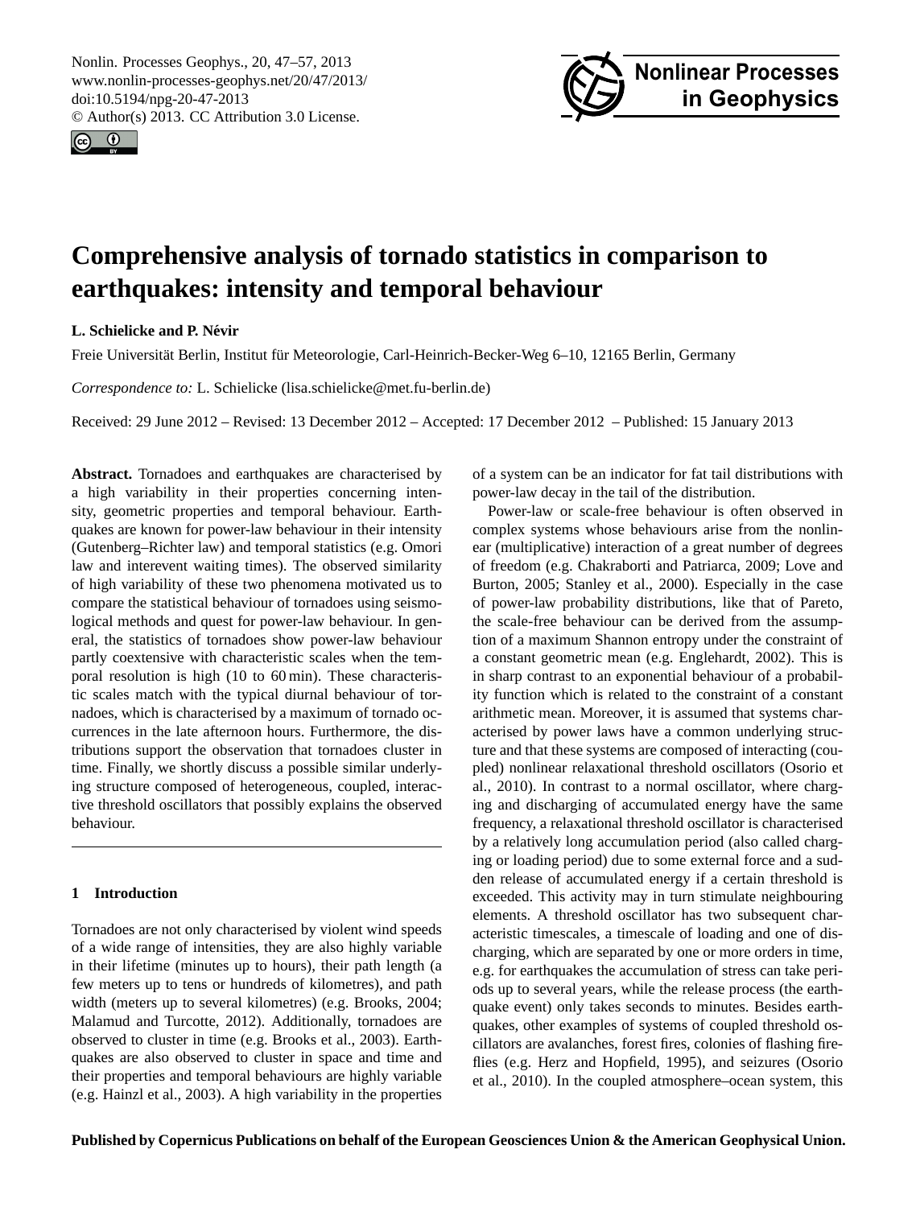# Comprehensive analysis of tornado statistics in comparison to earthquakes: intensity and temporal behaviour

**L. Schielicke and P. Névir**

Freie Universität Berlin, Institut für Meteorologie, Carl-Heinrich-Becker-Weg 6–10, 12165 Berlin, Germany

*Correspondence to:* L. Schielicke (lisa.schielicke@met.fu-berlin.de)

Received: 29 June 2012 – Revised: 13 December 2012 – Accepted: 17 December 2012 – Published: 15 January 2013

**Abstract.** Tornadoes and earthquakes are characterised by a high variability in their properties concerning intensity, geometric properties and temporal behaviour. Earthquakes are known for power-law behaviour in their intensity (Gutenberg–Richter law) and temporal statistics (e.g. Omori law and interevent waiting times). The observed similarity of high variability of these two phenomena motivated us to compare the statistical behaviour of tornadoes using seismological methods and quest for power-law behaviour. In general, the statistics of tornadoes show power-law behaviour partly coextensive with characteristic scales when the temporal resolution is high (10 to 60 min). These characteristic scales match with the typical diurnal behaviour of tornadoes, which is characterised by a maximum of tornado occurrences in the late afternoon hours. Furthermore, the distributions support the observation that tornadoes cluster in time. Finally, we shortly discuss a possible similar underlying structure composed of heterogeneous, coupled, interactive threshold oscillators that possibly explains the observed behaviour.

## 1 Introduction

Tornadoes are not only characterised by violent wind speeds of a wide range of intensities, they are also highly variable in their lifetime (minutes up to hours), their path length (a few meters up to tens or hundreds of kilometres), and path width (meters up to several kilometres) (e.g. Brooks, 2004; Malamud and Turcotte, 2012). Additionally, tornadoes are observed to cluster in time (e.g. Brooks et al., 2003). Earthquakes are also observed to cluster in space and time and their properties and temporal behaviours are highly variable (e.g. Hainzl et al., 2003). A high variability in the properties of a system can be an indicator for fat tail distributions with power-law decay in the tail of the distribution.

Power-law or scale-free behaviour is often observed in complex systems whose behaviours arise from the nonlinear (multiplicative) interaction of a great number of degrees of freedom (e.g. Chakraborti and Patriarca, 2009; Love and Burton, 2005; Stanley et al., 2000). Especially in the case of power-law probability distributions, like that of Pareto, the scale-free behaviour can be derived from the assumption of a maximum Shannon entropy under the constraint of a constant geometric mean (e.g. Englehardt, 2002). This is in sharp contrast to an exponential behaviour of a probability function which is related to the constraint of a constant arithmetic mean. Moreover, it is assumed that systems characterised by power laws have a common underlying structure and that these systems are composed of interacting (coupled) nonlinear relaxational threshold oscillators (Osorio et al., 2010). In contrast to a normal oscillator, where charging and discharging of accumulated energy have the same frequency, a relaxational threshold oscillator is characterised by a relatively long accumulation period (also called charging or loading period) due to some external force and a sudden release of accumulated energy if a certain threshold is exceeded. This activity may in turn stimulate neighbouring elements. A threshold oscillator has two subsequent characteristic timescales, a timescale of loading and one of discharging, which are separated by one or more orders in time, e.g. for earthquakes the accumulation of stress can take periods up to several years, while the release process (the earthquake event) only takes seconds to minutes. Besides earthquakes, other examples of systems of coupled threshold oscillators are avalanches, forest fires, colonies of flashing fireflies (e.g. Herz and Hopfield, 1995), and seizures (Osorio et al., 2010). In the coupled atmosphere–ocean system, this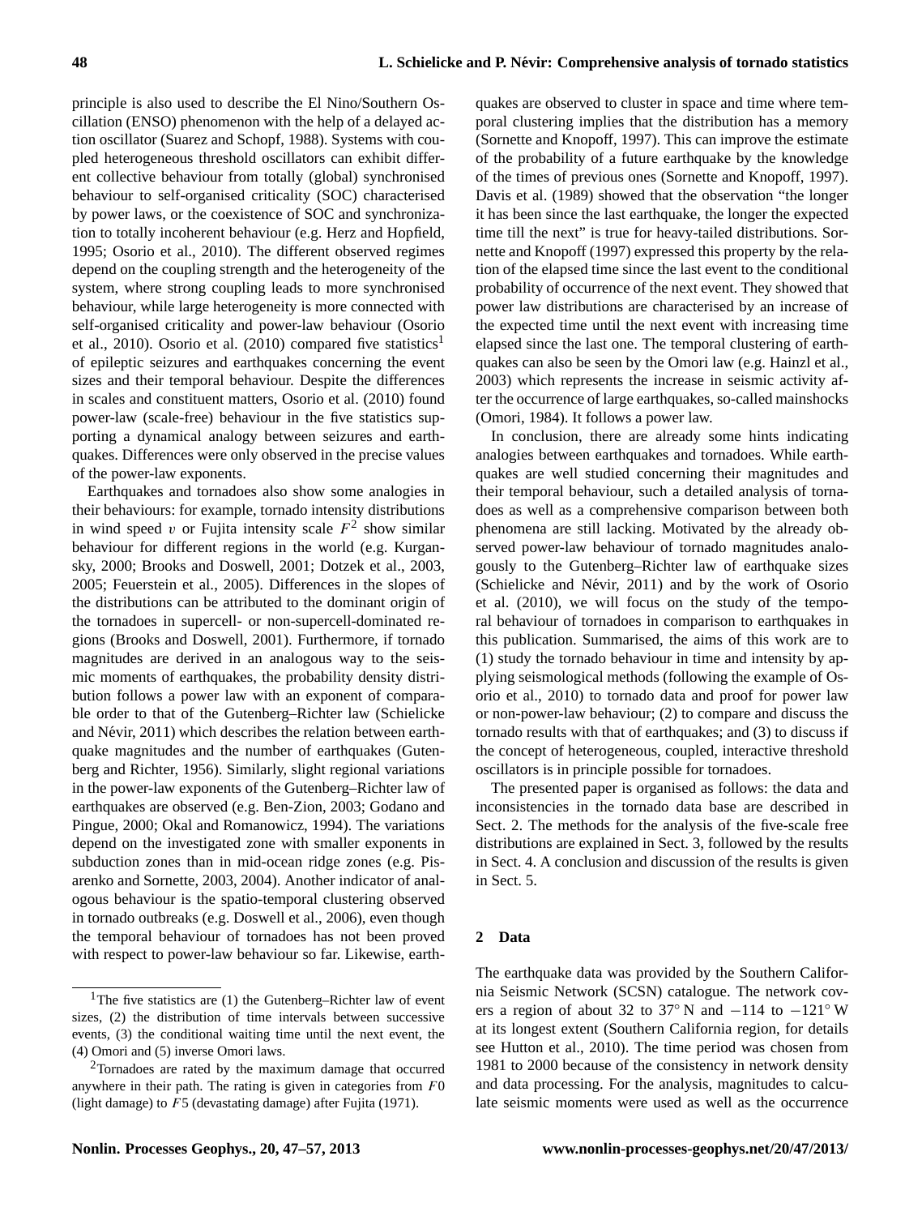principle is also used to describe the El Nino/Southern Oscillation (ENSO) phenomenon with the help of a delayed action oscillator (Suarez and Schopf, 1988). Systems with coupled heterogeneous threshold oscillators can exhibit different collective behaviour from totally (global) synchronised behaviour to self-organised criticality (SOC) characterised by power laws, or the coexistence of SOC and synchronization to totally incoherent behaviour (e.g. Herz and Hopfield, 1995; Osorio et al., 2010). The different observed regimes depend on the coupling strength and the heterogeneity of the system, where strong coupling leads to more synchronised behaviour, while large heterogeneity is more connected with self-organised criticality and power-law behaviour (Osorio et al., 2010). Osorio et al. (2010) compared five statistics[1] of epileptic seizures and earthquakes concerning the event sizes and their temporal behaviour. Despite the differences in scales and constituent matters, Osorio et al. (2010) found power-law (scale-free) behaviour in the five statistics supporting a dynamical analogy between seizures and earthquakes. Differences were only observed in the precise values of the power-law exponents.

Earthquakes and tornadoes also show some analogies in their behaviours: for example, tornado intensity distributions in wind speed $v$ or Fujita intensity scale $F$[2] show similar behaviour for different regions in the world (e.g. Kurgansky, 2000; Brooks and Doswell, 2001; Dotzek et al., 2003, 2005; Feuerstein et al., 2005). Differences in the slopes of the distributions can be attributed to the dominant origin of the tornadoes in supercell- or non-supercell-dominated regions (Brooks and Doswell, 2001). Furthermore, if tornado magnitudes are derived in an analogous way to the seismic moments of earthquakes, the probability density distribution follows a power law with an exponent of comparable order to that of the Gutenberg–Richter law (Schielicke and Névir, 2011) which describes the relation between earthquake magnitudes and the number of earthquakes (Gutenberg and Richter, 1956). Similarly, slight regional variations in the power-law exponents of the Gutenberg–Richter law of earthquakes are observed (e.g. Ben-Zion, 2003; Godano and Pingue, 2000; Okal and Romanowicz, 1994). The variations depend on the investigated zone with smaller exponents in subduction zones than in mid-ocean ridge zones (e.g. Pisarenko and Sornette, 2003, 2004). Another indicator of analogous behaviour is the spatio-temporal clustering observed in tornado outbreaks (e.g. Doswell et al., 2006), even though the temporal behaviour of tornadoes has not been proved with respect to power-law behaviour so far. Likewise, earthquakes are observed to cluster in space and time where temporal clustering implies that the distribution has a memory (Sornette and Knopoff, 1997). This can improve the estimate of the probability of a future earthquake by the knowledge of the times of previous ones (Sornette and Knopoff, 1997). Davis et al. (1989) showed that the observation "the longer it has been since the last earthquake, the longer the expected time till the next" is true for heavy-tailed distributions. Sornette and Knopoff (1997) expressed this property by the relation of the elapsed time since the last event to the conditional probability of occurrence of the next event. They showed that power law distributions are characterised by an increase of the expected time until the next event with increasing time elapsed since the last one. The temporal clustering of earthquakes can also be seen by the Omori law (e.g. Hainzl et al., 2003) which represents the increase in seismic activity after the occurrence of large earthquakes, so-called mainshocks (Omori, 1984). It follows a power law.

In conclusion, there are already some hints indicating analogies between earthquakes and tornadoes. While earthquakes are well studied concerning their magnitudes and their temporal behaviour, such a detailed analysis of tornadoes as well as a comprehensive comparison between both phenomena are still lacking. Motivated by the already observed power-law behaviour of tornado magnitudes analogously to the Gutenberg–Richter law of earthquake sizes (Schielicke and Névir, 2011) and by the work of Osorio et al. (2010), we will focus on the study of the temporal behaviour of tornadoes in comparison to earthquakes in this publication. Summarised, the aims of this work are to (1) study the tornado behaviour in time and intensity by applying seismological methods (following the example of Osorio et al., 2010) to tornado data and proof for power law or non-power-law behaviour; (2) to compare and discuss the tornado results with that of earthquakes; and (3) to discuss if the concept of heterogeneous, coupled, interactive threshold oscillators is in principle possible for tornadoes.

The presented paper is organised as follows: the data and inconsistencies in the tornado data base are described in Sect. 2. The methods for the analysis of the five-scale free distributions are explained in Sect. 3, followed by the results in Sect. 4. A conclusion and discussion of the results is given in Sect. 5.

## 2 Data

The earthquake data was provided by the Southern California Seismic Network (SCSN) catalogue. The network covers a region of about 32 to 37° N and −114 to −121° W at its longest extent (Southern California region, for details see Hutton et al., 2010). The time period was chosen from 1981 to 2000 because of the consistency in network density and data processing. For the analysis, magnitudes to calculate seismic moments were used as well as the occurrence

[1] The five statistics are (1) the Gutenberg–Richter law of event sizes, (2) the distribution of time intervals between successive events, (3) the conditional waiting time until the next event, the (4) Omori and (5) inverse Omori laws.

[2] Tornadoes are rated by the maximum damage that occurred anywhere in their path. The rating is given in categories from $F0$ (light damage) to $F5$ (devastating damage) after Fujita (1971).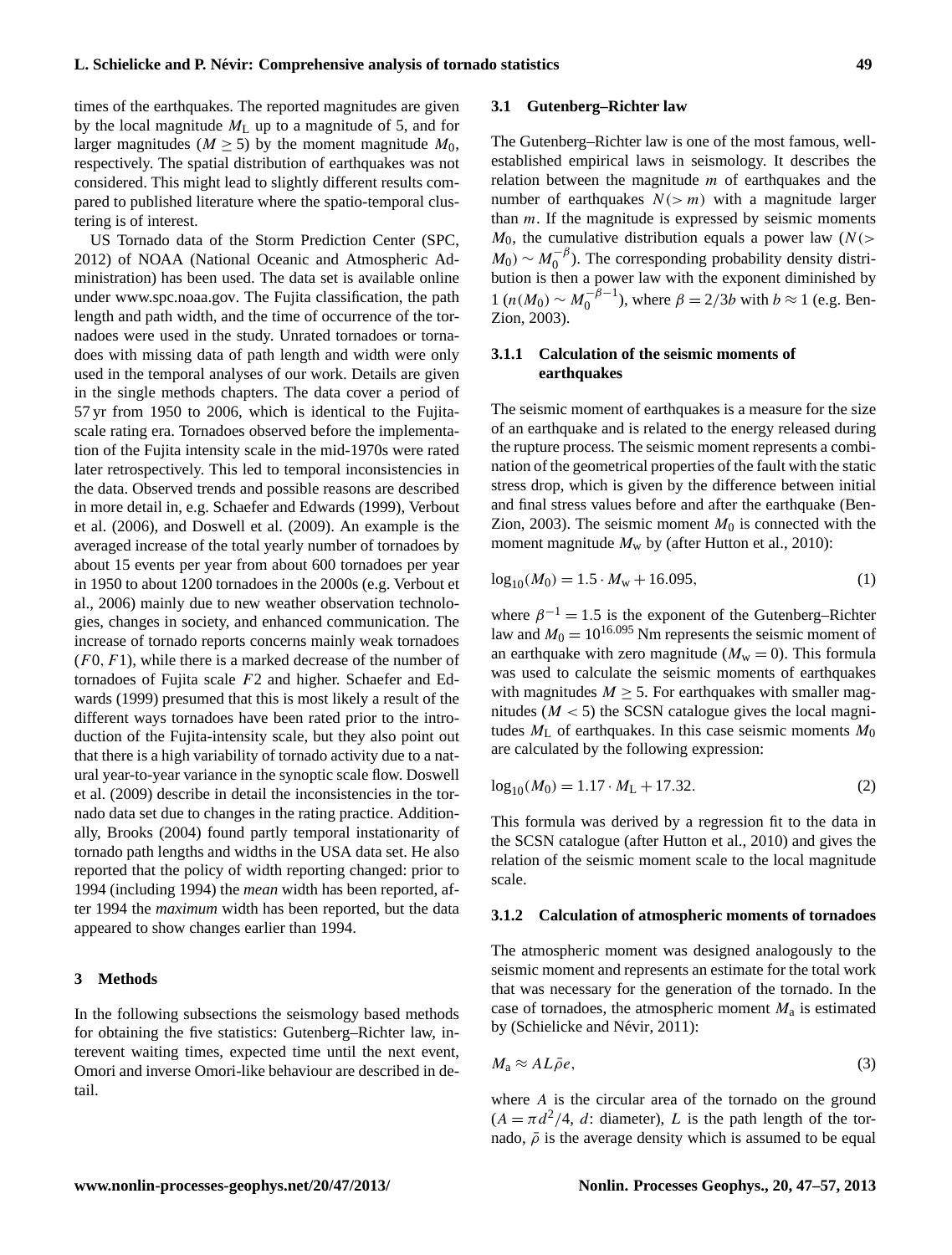times of the earthquakes. The reported magnitudes are given by the local magnitude $M_L$ up to a magnitude of 5, and for larger magnitudes ($M \geq 5$) by the moment magnitude $M_0$, respectively. The spatial distribution of earthquakes was not considered. This might lead to slightly different results compared to published literature where the spatio-temporal clustering is of interest.

US Tornado data of the Storm Prediction Center (SPC, 2012) of NOAA (National Oceanic and Atmospheric Administration) has been used. The data set is available online under www.spc.noaa.gov. The Fujita classification, the path length and path width, and the time of occurrence of the tornadoes were used in the study. Unrated tornadoes or tornadoes with missing data of path length and width were only used in the temporal analyses of our work. Details are given in the single methods chapters. The data cover a period of 57 yr from 1950 to 2006, which is identical to the Fujita-scale rating era. Tornadoes observed before the implementation of the Fujita intensity scale in the mid-1970s were rated later retrospectively. This led to temporal inconsistencies in the data. Observed trends and possible reasons are described in more detail in, e.g. Schaefer and Edwards (1999), Verbout et al. (2006), and Doswell et al. (2009). An example is the averaged increase of the total yearly number of tornadoes by about 15 events per year from about 600 tornadoes per year in 1950 to about 1200 tornadoes in the 2000s (e.g. Verbout et al., 2006) mainly due to new weather observation technologies, changes in society, and enhanced communication. The increase of tornado reports concerns mainly weak tornadoes ($F0$, $F1$), while there is a marked decrease of the number of tornadoes of Fujita scale $F2$ and higher. Schaefer and Edwards (1999) presumed that this is most likely a result of the different ways tornadoes have been rated prior to the introduction of the Fujita-intensity scale, but they also point out that there is a high variability of tornado activity due to a natural year-to-year variance in the synoptic scale flow. Doswell et al. (2009) describe in detail the inconsistencies in the tornado data set due to changes in the rating practice. Additionally, Brooks (2004) found partly temporal instationarity of tornado path lengths and widths in the USA data set. He also reported that the policy of width reporting changed: prior to 1994 (including 1994) the *mean* width has been reported, after 1994 the *maximum* width has been reported, but the data appeared to show changes earlier than 1994.

## 3 Methods

In the following subsections the seismology based methods for obtaining the five statistics: Gutenberg–Richter law, interevent waiting times, expected time until the next event, Omori and inverse Omori-like behaviour are described in detail.

### 3.1 Gutenberg–Richter law

The Gutenberg–Richter law is one of the most famous, well-established empirical laws in seismology. It describes the relation between the magnitude $m$ of earthquakes and the number of earthquakes $N(>m)$ with a magnitude larger than $m$. If the magnitude is expressed by seismic moments $M_0$, the cumulative distribution equals a power law ($N(>M_0) \sim M_0^{-\beta}$). The corresponding probability density distribution is then a power law with the exponent diminished by 1 ($n(M_0) \sim M_0^{-\beta-1}$), where $\beta = 2/3b$ with $b \approx 1$ (e.g. Ben-Zion, 2003).

#### 3.1.1 Calculation of the seismic moments of earthquakes

The seismic moment of earthquakes is a measure for the size of an earthquake and is related to the energy released during the rupture process. The seismic moment represents a combination of the geometrical properties of the fault with the static stress drop, which is given by the difference between initial and final stress values before and after the earthquake (Ben-Zion, 2003). The seismic moment $M_0$ is connected with the moment magnitude $M_w$ by (after Hutton et al., 2010):

$$\log_{10}(M_0) = 1.5 \cdot M_w + 16.095, \tag{1}$$

where $\beta^{-1} = 1.5$ is the exponent of the Gutenberg–Richter law and $M_0 = 10^{16.095}$ Nm represents the seismic moment of an earthquake with zero magnitude ($M_w = 0$). This formula was used to calculate the seismic moments of earthquakes with magnitudes $M \geq 5$. For earthquakes with smaller magnitudes ($M < 5$) the SCSN catalogue gives the local magnitudes $M_L$ of earthquakes. In this case seismic moments $M_0$ are calculated by the following expression:

$$\log_{10}(M_0) = 1.17 \cdot M_L + 17.32. \tag{2}$$

This formula was derived by a regression fit to the data in the SCSN catalogue (after Hutton et al., 2010) and gives the relation of the seismic moment scale to the local magnitude scale.

#### 3.1.2 Calculation of atmospheric moments of tornadoes

The atmospheric moment was designed analogously to the seismic moment and represents an estimate for the total work that was necessary for the generation of the tornado. In the case of tornadoes, the atmospheric moment $M_a$ is estimated by (Schielicke and Névir, 2011):

$$M_a \approx AL\bar{\rho}e, \tag{3}$$

where $A$ is the circular area of the tornado on the ground ($A = \pi d^2/4$, $d$: diameter), $L$ is the path length of the tornado, $\bar{\rho}$ is the average density which is assumed to be equal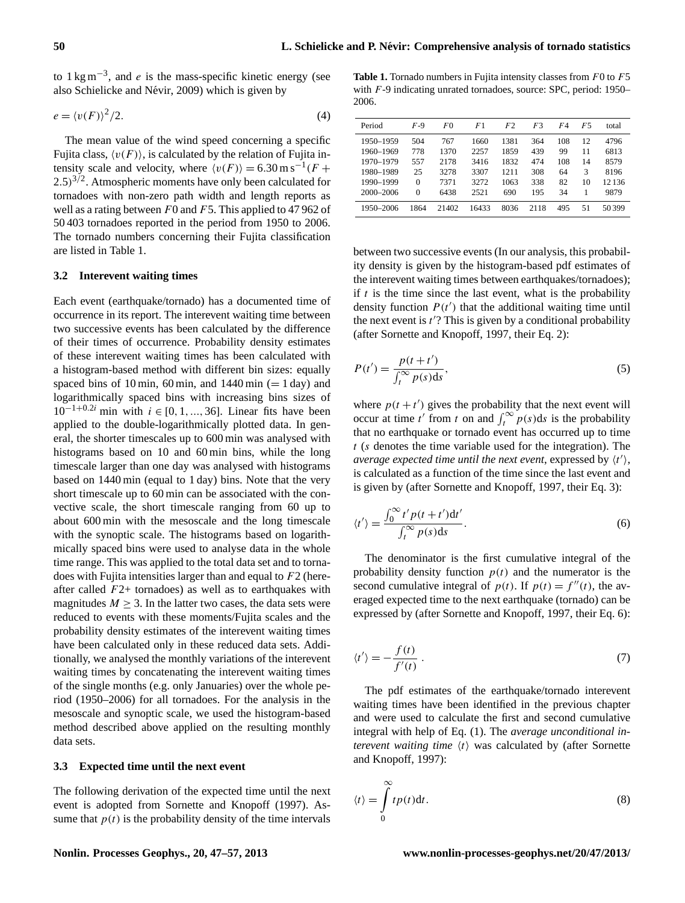to $1\,\mathrm{kg\,m^{-3}}$, and $e$ is the mass-specific kinetic energy (see also Schielicke and Névir, 2009) which is given by

$$e = \langle v(F) \rangle^2 / 2. \tag{4}$$

The mean value of the wind speed concerning a specific Fujita class, $\langle v(F) \rangle$, is calculated by the relation of Fujita intensity scale and velocity, where $\langle v(F) \rangle = 6.30\,\mathrm{m\,s^{-1}}(F + 2.5)^{3/2}$. Atmospheric moments have only been calculated for tornadoes with non-zero path width and length reports as well as a rating between $F0$ and $F5$. This applied to 47 962 of 50 403 tornadoes reported in the period from 1950 to 2006. The tornado numbers concerning their Fujita classification are listed in Table 1.

### 3.2 Interevent waiting times

Each event (earthquake/tornado) has a documented time of occurrence in its report. The interevent waiting time between two successive events has been calculated by the difference of their times of occurrence. Probability density estimates of these interevent waiting times has been calculated with a histogram-based method with different bin sizes: equally spaced bins of 10 min, 60 min, and 1440 min (= 1 day) and logarithmically spaced bins with increasing bins sizes of $10^{-1+0.2i}$ min with $i \in [0, 1, ..., 36]$. Linear fits have been applied to the double-logarithmically plotted data. In general, the shorter timescales up to 600 min was analysed with histograms based on 10 and 60 min bins, while the long timescale larger than one day was analysed with histograms based on 1440 min (equal to 1 day) bins. Note that the very short timescale up to 60 min can be associated with the convective scale, the short timescale ranging from 60 up to about 600 min with the mesoscale and the long timescale with the synoptic scale. The histograms based on logarithmically spaced bins were used to analyse data in the whole time range. This was applied to the total data set and to tornadoes with Fujita intensities larger than and equal to $F2$ (hereafter called $F2$+ tornadoes) as well as to earthquakes with magnitudes $M \geq 3$. In the latter two cases, the data sets were reduced to events with these moments/Fujita scales and the probability density estimates of the interevent waiting times have been calculated only in these reduced data sets. Additionally, we analysed the monthly variations of the interevent waiting times by concatenating the interevent waiting times of the single months (e.g. only Januaries) over the whole period (1950–2006) for all tornadoes. For the analysis in the mesoscale and synoptic scale, we used the histogram-based method described above applied on the resulting monthly data sets.

### 3.3 Expected time until the next event

The following derivation of the expected time until the next event is adopted from Sornette and Knopoff (1997). Assume that $p(t)$ is the probability density of the time intervals between two successive events (In our analysis, this probability density is given by the histogram-based pdf estimates of the interevent waiting times between earthquakes/tornadoes); if $t$ is the time since the last event, what is the probability density function $P(t')$ that the additional waiting time until the next event is $t'$? This is given by a conditional probability (after Sornette and Knopoff, 1997, their Eq. 2):

$$P(t') = \frac{p(t+t')}{\int_t^\infty p(s)\mathrm{d}s}, \tag{5}$$

where $p(t+t')$ gives the probability that the next event will occur at time $t'$ from $t$ on and $\int_t^\infty p(s)\mathrm{d}s$ is the probability that no earthquake or tornado event has occurred up to time $t$ ($s$ denotes the time variable used for the integration). The *average expected time until the next event*, expressed by $\langle t' \rangle$, is calculated as a function of the time since the last event and is given by (after Sornette and Knopoff, 1997, their Eq. 3):

$$\langle t' \rangle = \frac{\int_0^\infty t' p(t+t')\mathrm{d}t'}{\int_t^\infty p(s)\mathrm{d}s}. \tag{6}$$

The denominator is the first cumulative integral of the probability density function $p(t)$ and the numerator is the second cumulative integral of $p(t)$. If $p(t) = f''(t)$, the averaged expected time to the next earthquake (tornado) can be expressed by (after Sornette and Knopoff, 1997, their Eq. 6):

$$\langle t' \rangle = -\frac{f(t)}{f'(t)}. \tag{7}$$

The pdf estimates of the earthquake/tornado interevent waiting times have been identified in the previous chapter and were used to calculate the first and second cumulative integral with help of Eq. (1). The *average unconditional interevent waiting time* $\langle t \rangle$ was calculated by (after Sornette and Knopoff, 1997):

$$\langle t \rangle = \int_0^\infty t p(t)\mathrm{d}t. \tag{8}$$

**Table 1.** Tornado numbers in Fujita intensity classes from $F0$ to $F5$ with $F$-9 indicating unrated tornadoes, source: SPC, period: 1950–2006.

| Period | $F$-9 | $F0$ | $F1$ | $F2$ | $F3$ | $F4$ | $F5$ | total |
|---|---|---|---|---|---|---|---|---|
| 1950–1959 | 504 | 767 | 1660 | 1381 | 364 | 108 | 12 | 4796 |
| 1960–1969 | 778 | 1370 | 2257 | 1859 | 439 | 99 | 11 | 6813 |
| 1970–1979 | 557 | 2178 | 3416 | 1832 | 474 | 108 | 14 | 8579 |
| 1980–1989 | 25 | 3278 | 3307 | 1211 | 308 | 64 | 3 | 8196 |
| 1990–1999 | 0 | 7371 | 3272 | 1063 | 338 | 82 | 10 | 12 136 |
| 2000–2006 | 0 | 6438 | 2521 | 690 | 195 | 34 | 1 | 9879 |
| 1950–2006 | 1864 | 21402 | 16433 | 8036 | 2118 | 495 | 51 | 50 399 |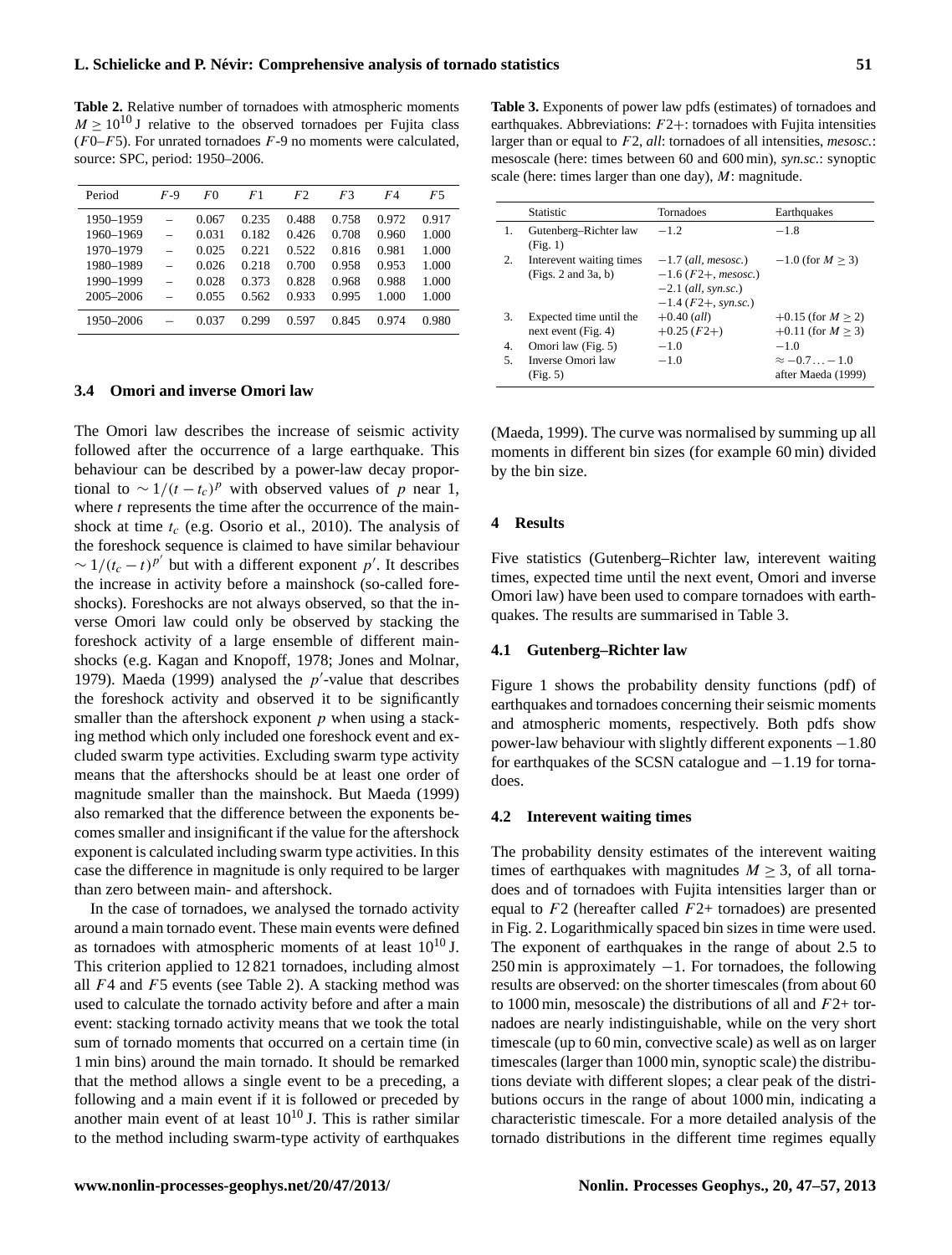**Table 2.** Relative number of tornadoes with atmospheric moments $M \geq 10^{10}$ J relative to the observed tornadoes per Fujita class ($F0$–$F5$). For unrated tornadoes $F$-9 no moments were calculated, source: SPC, period: 1950–2006.

| Period | $F$-9 | $F0$ | $F1$ | $F2$ | $F3$ | $F4$ | $F5$ |
|---|---|---|---|---|---|---|---|
| 1950–1959 | – | 0.067 | 0.235 | 0.488 | 0.758 | 0.972 | 0.917 |
| 1960–1969 | – | 0.031 | 0.182 | 0.426 | 0.708 | 0.960 | 1.000 |
| 1970–1979 | – | 0.025 | 0.221 | 0.522 | 0.816 | 0.981 | 1.000 |
| 1980–1989 | – | 0.026 | 0.218 | 0.700 | 0.958 | 0.953 | 1.000 |
| 1990–1999 | – | 0.028 | 0.373 | 0.828 | 0.968 | 0.988 | 1.000 |
| 2005–2006 | – | 0.055 | 0.562 | 0.933 | 0.995 | 1.000 | 1.000 |
| 1950–2006 | – | 0.037 | 0.299 | 0.597 | 0.845 | 0.974 | 0.980 |

### 3.4 Omori and inverse Omori law

The Omori law describes the increase of seismic activity followed after the occurrence of a large earthquake. This behaviour can be described by a power-law decay proportional to $\sim 1/(t-t_c)^p$ with observed values of $p$ near 1, where $t$ represents the time after the occurrence of the mainshock at time $t_c$ (e.g. Osorio et al., 2010). The analysis of the foreshock sequence is claimed to have similar behaviour $\sim 1/(t_c-t)^{p'}$ but with a different exponent $p'$. It describes the increase in activity before a mainshock (so-called foreshocks). Foreshocks are not always observed, so that the inverse Omori law could only be observed by stacking the foreshock activity of a large ensemble of different mainshocks (e.g. Kagan and Knopoff, 1978; Jones and Molnar, 1979). Maeda (1999) analysed the $p'$-value that describes the foreshock activity and observed it to be significantly smaller than the aftershock exponent $p$ when using a stacking method which only included one foreshock event and excluded swarm type activities. Excluding swarm type activity means that the aftershocks should be at least one order of magnitude smaller than the mainshock. But Maeda (1999) also remarked that the difference between the exponents becomes smaller and insignificant if the value for the aftershock exponent is calculated including swarm type activities. In this case the difference in magnitude is only required to be larger than zero between main- and aftershock.

In the case of tornadoes, we analysed the tornado activity around a main tornado event. These main events were defined as tornadoes with atmospheric moments of at least $10^{10}$ J. This criterion applied to 12 821 tornadoes, including almost all $F4$ and $F5$ events (see Table 2). A stacking method was used to calculate the tornado activity before and after a main event: stacking tornado activity means that we took the total sum of tornado moments that occurred on a certain time (in 1 min bins) around the main tornado. It should be remarked that the method allows a single event to be a preceding, a following and a main event if it is followed or preceded by another main event of at least $10^{10}$ J. This is rather similar to the method including swarm-type activity of earthquakes (Maeda, 1999). The curve was normalised by summing up all moments in different bin sizes (for example 60 min) divided by the bin size.

**Table 3.** Exponents of power law pdfs (estimates) of tornadoes and earthquakes. Abbreviations: $F2+$: tornadoes with Fujita intensities larger than or equal to $F2$, *all*: tornadoes of all intensities, *mesosc.*: mesoscale (here: times between 60 and 600 min), *syn.sc.*: synoptic scale (here: times larger than one day), $M$: magnitude.

| | Statistic | Tornadoes | Earthquakes |
|---|---|---|---|
| 1. | Gutenberg–Richter law (Fig. 1) | $-1.2$ | $-1.8$ |
| 2. | Interevent waiting times (Figs. 2 and 3a, b) | $-1.7$ (*all*, *mesosc.*)<br>$-1.6$ ($F2+$, *mesosc.*)<br>$-2.1$ (*all*, *syn.sc.*)<br>$-1.4$ ($F2+$, *syn.sc.*) | $-1.0$ (for $M \geq 3$) |
| 3. | Expected time until the next event (Fig. 4) | $+0.40$ (*all*)<br>$+0.25$ ($F2+$) | $+0.15$ (for $M \geq 2$)<br>$+0.11$ (for $M \geq 3$) |
| 4. | Omori law (Fig. 5) | $-1.0$ | $-1.0$ |
| 5. | Inverse Omori law (Fig. 5) | $-1.0$ | $\approx -0.7 \ldots -1.0$ after Maeda (1999) |

## 4 Results

Five statistics (Gutenberg–Richter law, interevent waiting times, expected time until the next event, Omori and inverse Omori law) have been used to compare tornadoes with earthquakes. The results are summarised in Table 3.

### 4.1 Gutenberg–Richter law

Figure 1 shows the probability density functions (pdf) of earthquakes and tornadoes concerning their seismic moments and atmospheric moments, respectively. Both pdfs show power-law behaviour with slightly different exponents $-1.80$ for earthquakes of the SCSN catalogue and $-1.19$ for tornadoes.

### 4.2 Interevent waiting times

The probability density estimates of the interevent waiting times of earthquakes with magnitudes $M \geq 3$, of all tornadoes and of tornadoes with Fujita intensities larger than or equal to $F2$ (hereafter called $F2$+ tornadoes) are presented in Fig. 2. Logarithmically spaced bin sizes in time were used. The exponent of earthquakes in the range of about 2.5 to 250 min is approximately $-1$. For tornadoes, the following results are observed: on the shorter timescales (from about 60 to 1000 min, mesoscale) the distributions of all and $F2$+ tornadoes are nearly indistinguishable, while on the very short timescale (up to 60 min, convective scale) as well as on larger timescales (larger than 1000 min, synoptic scale) the distributions deviate with different slopes; a clear peak of the distributions occurs in the range of about 1000 min, indicating a characteristic timescale. For a more detailed analysis of the tornado distributions in the different time regimes equally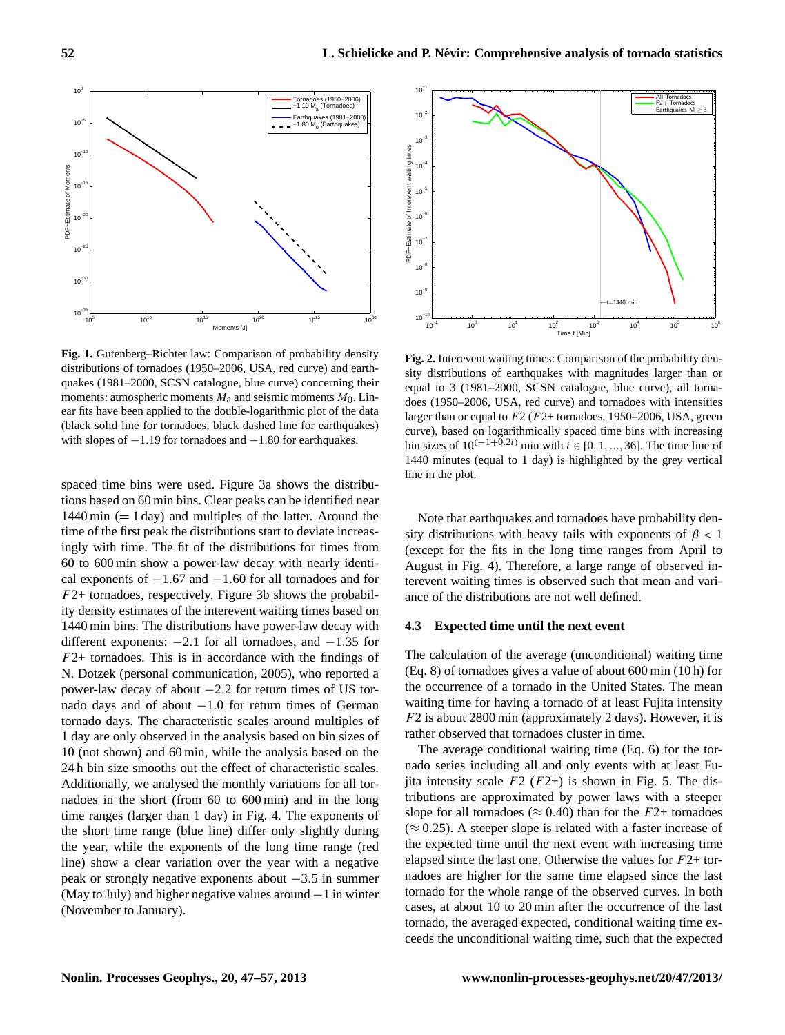**Fig. 1.** Gutenberg–Richter law: Comparison of probability density distributions of tornadoes (1950–2006, USA, red curve) and earthquakes (1981–2000, SCSN catalogue, blue curve) concerning their moments: atmospheric moments $M_a$ and seismic moments $M_0$. Linear fits have been applied to the double-logarithmic plot of the data (black solid line for tornadoes, black dashed line for earthquakes) with slopes of $-1.19$ for tornadoes and $-1.80$ for earthquakes.

**Fig. 2.** Interevent waiting times: Comparison of the probability density distributions of earthquakes with magnitudes larger than or equal to 3 (1981–2000, SCSN catalogue, blue curve), all tornadoes (1950–2006, USA, red curve) and tornadoes with intensities larger than or equal to $F2$ ($F2$+ tornadoes, 1950–2006, USA, green curve), based on logarithmically spaced time bins with increasing bin sizes of $10^{(-1+0.2i)}$ min with $i \in [0, 1, ..., 36]$. The time line of 1440 minutes (equal to 1 day) is highlighted by the grey vertical line in the plot.

spaced time bins were used. Figure 3a shows the distributions based on 60 min bins. Clear peaks can be identified near 1440 min (= 1 day) and multiples of the latter. Around the time of the first peak the distributions start to deviate increasingly with time. The fit of the distributions for times from 60 to 600 min show a power-law decay with nearly identical exponents of $-1.67$ and $-1.60$ for all tornadoes and for $F2$+ tornadoes, respectively. Figure 3b shows the probability density estimates of the interevent waiting times based on 1440 min bins. The distributions have power-law decay with different exponents: $-2.1$ for all tornadoes, and $-1.35$ for $F2$+ tornadoes. This is in accordance with the findings of N. Dotzek (personal communication, 2005), who reported a power-law decay of about $-2.2$ for return times of US tornado days and of about $-1.0$ for return times of German tornado days. The characteristic scales around multiples of 1 day are only observed in the analysis based on bin sizes of 10 (not shown) and 60 min, while the analysis based on the 24 h bin size smooths out the effect of characteristic scales. Additionally, we analysed the monthly variations for all tornadoes in the short (from 60 to 600 min) and in the long time ranges (larger than 1 day) in Fig. 4. The exponents of the short time range (blue line) differ only slightly during the year, while the exponents of the long time range (red line) show a clear variation over the year with a negative peak or strongly negative exponents about $-3.5$ in summer (May to July) and higher negative values around $-1$ in winter (November to January).

Note that earthquakes and tornadoes have probability density distributions with heavy tails with exponents of $\beta < 1$ (except for the fits in the long time ranges from April to August in Fig. 4). Therefore, a large range of observed interevent waiting times is observed such that mean and variance of the distributions are not well defined.

### 4.3 Expected time until the next event

The calculation of the average (unconditional) waiting time (Eq. 8) of tornadoes gives a value of about 600 min (10 h) for the occurrence of a tornado in the United States. The mean waiting time for having a tornado of at least Fujita intensity $F2$ is about 2800 min (approximately 2 days). However, it is rather observed that tornadoes cluster in time.

The average conditional waiting time (Eq. 6) for the tornado series including all and only events with at least Fujita intensity scale $F2$ ($F2$+) is shown in Fig. 5. The distributions are approximated by power laws with a steeper slope for all tornadoes ($\approx 0.40$) than for the $F2$+ tornadoes ($\approx 0.25$). A steeper slope is related with a faster increase of the expected time until the next event with increasing time elapsed since the last one. Otherwise the values for $F2$+ tornadoes are higher for the same time elapsed since the last tornado for the whole range of the observed curves. In both cases, at about 10 to 20 min after the occurrence of the last tornado, the averaged expected, conditional waiting time exceeds the unconditional waiting time, such that the expected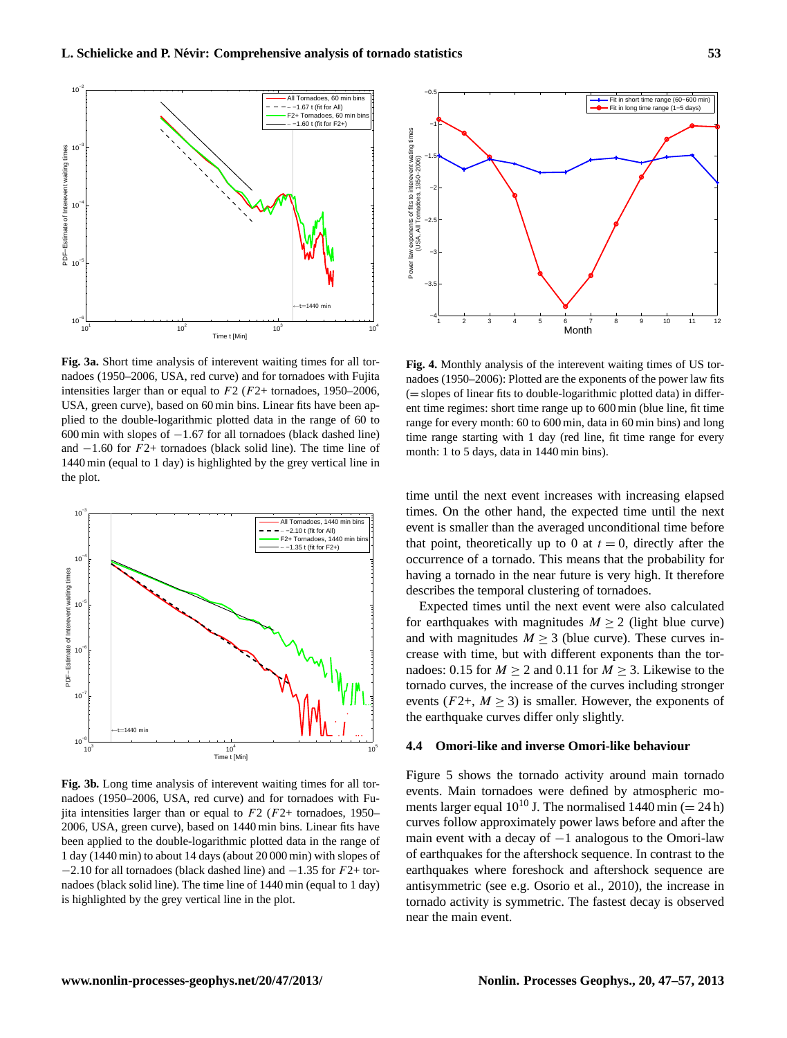**Fig. 3a.** Short time analysis of interevent waiting times for all tornadoes (1950–2006, USA, red curve) and for tornadoes with Fujita intensities larger than or equal to $F2$ ($F2$+ tornadoes, 1950–2006, USA, green curve), based on 60 min bins. Linear fits have been applied to the double-logarithmic plotted data in the range of 60 to 600 min with slopes of $-1.67$ for all tornadoes (black dashed line) and $-1.60$ for $F2$+ tornadoes (black solid line). The time line of 1440 min (equal to 1 day) is highlighted by the grey vertical line in the plot.

**Fig. 3b.** Long time analysis of interevent waiting times for all tornadoes (1950–2006, USA, red curve) and for tornadoes with Fujita intensities larger than or equal to $F2$ ($F2$+ tornadoes, 1950–2006, USA, green curve), based on 1440 min bins. Linear fits have been applied to the double-logarithmic plotted data in the range of 1 day (1440 min) to about 14 days (about 20 000 min) with slopes of $-2.10$ for all tornadoes (black dashed line) and $-1.35$ for $F2$+ tornadoes (black solid line). The time line of 1440 min (equal to 1 day) is highlighted by the grey vertical line in the plot.

**Fig. 4.** Monthly analysis of the interevent waiting times of US tornadoes (1950–2006): Plotted are the exponents of the power law fits (= slopes of linear fits to double-logarithmic plotted data) in different time regimes: short time range up to 600 min (blue line, fit time range for every month: 60 to 600 min, data in 60 min bins) and long time range starting with 1 day (red line, fit time range for every month: 1 to 5 days, data in 1440 min bins).

time until the next event increases with increasing elapsed times. On the other hand, the expected time until the next event is smaller than the averaged unconditional time before that point, theoretically up to 0 at $t = 0$, directly after the occurrence of a tornado. This means that the probability for having a tornado in the near future is very high. It therefore describes the temporal clustering of tornadoes.

Expected times until the next event were also calculated for earthquakes with magnitudes $M \geq 2$ (light blue curve) and with magnitudes $M \geq 3$ (blue curve). These curves increase with time, but with different exponents than the tornadoes: 0.15 for $M \geq 2$ and 0.11 for $M \geq 3$. Likewise to the tornado curves, the increase of the curves including stronger events ($F2$+, $M \geq 3$) is smaller. However, the exponents of the earthquake curves differ only slightly.

### 4.4 Omori-like and inverse Omori-like behaviour

Figure 5 shows the tornado activity around main tornado events. Main tornadoes were defined by atmospheric moments larger equal $10^{10}$ J. The normalised 1440 min (= 24 h) curves follow approximately power laws before and after the main event with a decay of $-1$ analogous to the Omori-law of earthquakes for the aftershock sequence. In contrast to the earthquakes where foreshock and aftershock sequence are antisymmetric (see e.g. Osorio et al., 2010), the increase in tornado activity is symmetric. The fastest decay is observed near the main event.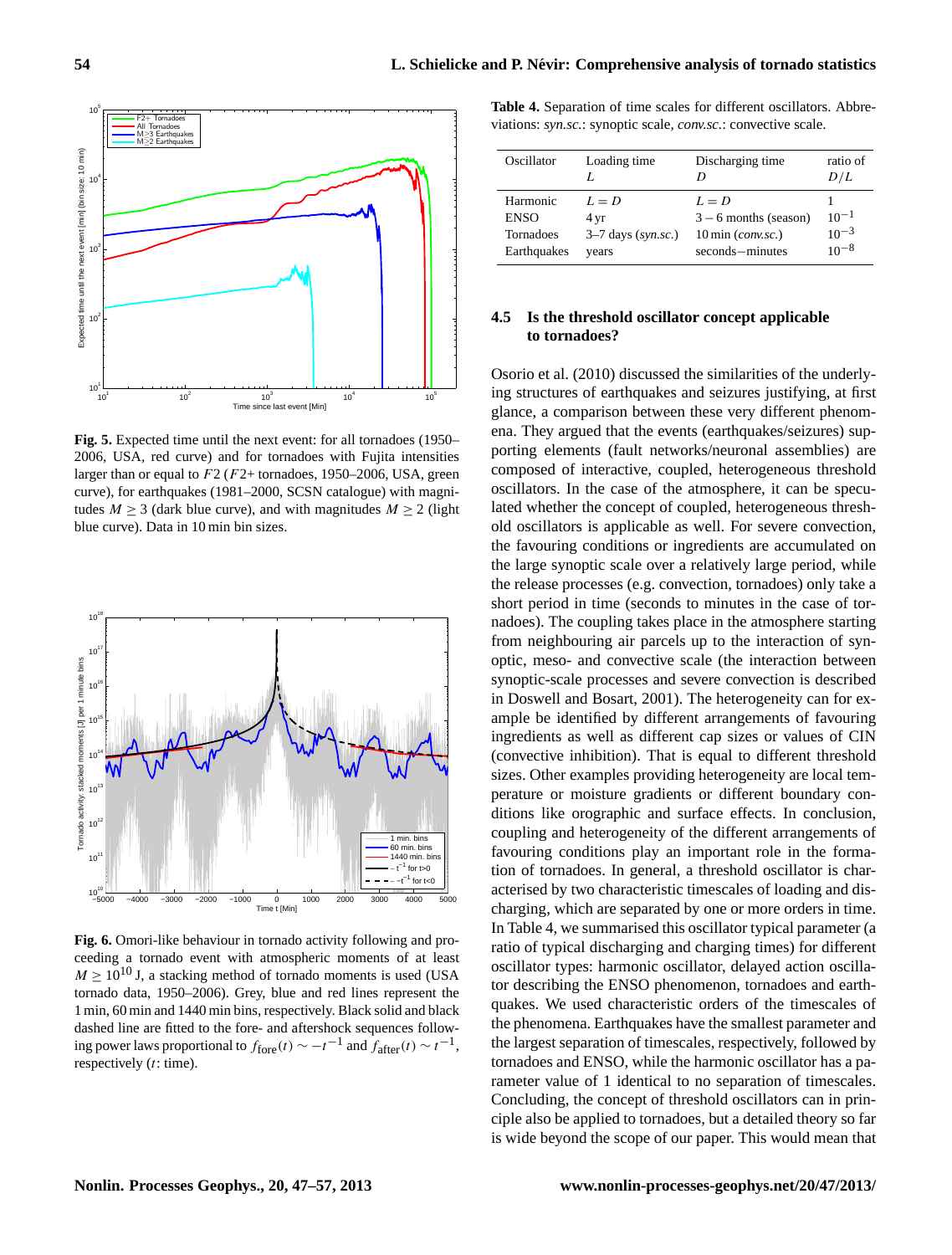Fig. 5. Expected time until the next event: for all tornadoes (1950–2006, USA, red curve) and for tornadoes with Fujita intensities larger than or equal to $F2$ ($F2+$ tornadoes, 1950–2006, USA, green curve), for earthquakes (1981–2000, SCSN catalogue) with magnitudes $M \geq 3$ (dark blue curve), and with magnitudes $M \geq 2$ (light blue curve). Data in 10 min bin sizes.

Fig. 6. Omori-like behaviour in tornado activity following and proceeding a tornado event with atmospheric moments of at least $M \geq 10^{10}$ J, a stacking method of tornado moments is used (USA tornado data, 1950–2006). Grey, blue and red lines represent the 1 min, 60 min and 1440 min bins, respectively. Black solid and black dashed line are fitted to the fore- and aftershock sequences following power laws proportional to $f_{\mathrm{fore}}(t) \sim -t^{-1}$ and $f_{\mathrm{after}}(t) \sim t^{-1}$, respectively ($t$: time).

**Table 4.** Separation of time scales for different oscillators. Abbreviations: *syn.sc.*: synoptic scale, *conv.sc.*: convective scale.

| Oscillator | Loading time $L$ | Discharging time $D$ | ratio of $D/L$ |
|---|---|---|---|
| Harmonic | $L = D$ | $L = D$ | 1 |
| ENSO | 4 yr | $3-6$ months (season) | $10^{-1}$ |
| Tornadoes | 3–7 days (*syn.sc.*) | 10 min (*conv.sc.*) | $10^{-3}$ |
| Earthquakes | years | seconds−minutes | $10^{-8}$ |

### 4.5 Is the threshold oscillator concept applicable to tornadoes?

Osorio et al. (2010) discussed the similarities of the underlying structures of earthquakes and seizures justifying, at first glance, a comparison between these very different phenomena. They argued that the events (earthquakes/seizures) supporting elements (fault networks/neuronal assemblies) are composed of interactive, coupled, heterogeneous threshold oscillators. In the case of the atmosphere, it can be speculated whether the concept of coupled, heterogeneous threshold oscillators is applicable as well. For severe convection, the favouring conditions or ingredients are accumulated on the large synoptic scale over a relatively large period, while the release processes (e.g. convection, tornadoes) only take a short period in time (seconds to minutes in the case of tornadoes). The coupling takes place in the atmosphere starting from neighbouring air parcels up to the interaction of synoptic, meso- and convective scale (the interaction between synoptic-scale processes and severe convection is described in Doswell and Bosart, 2001). The heterogeneity can for example be identified by different arrangements of favouring ingredients as well as different cap sizes or values of CIN (convective inhibition). That is equal to different threshold sizes. Other examples providing heterogeneity are local temperature or moisture gradients or different boundary conditions like orographic and surface effects. In conclusion, coupling and heterogeneity of the different arrangements of favouring conditions play an important role in the formation of tornadoes. In general, a threshold oscillator is characterised by two characteristic timescales of loading and discharging, which are separated by one or more orders in time. In Table 4, we summarised this oscillator typical parameter (a ratio of typical discharging and charging times) for different oscillator types: harmonic oscillator, delayed action oscillator describing the ENSO phenomenon, tornadoes and earthquakes. We used characteristic orders of the timescales of the phenomena. Earthquakes have the smallest parameter and the largest separation of timescales, respectively, followed by tornadoes and ENSO, while the harmonic oscillator has a parameter value of 1 identical to no separation of timescales. Concluding, the concept of threshold oscillators can in principle also be applied to tornadoes, but a detailed theory so far is wide beyond the scope of our paper. This would mean that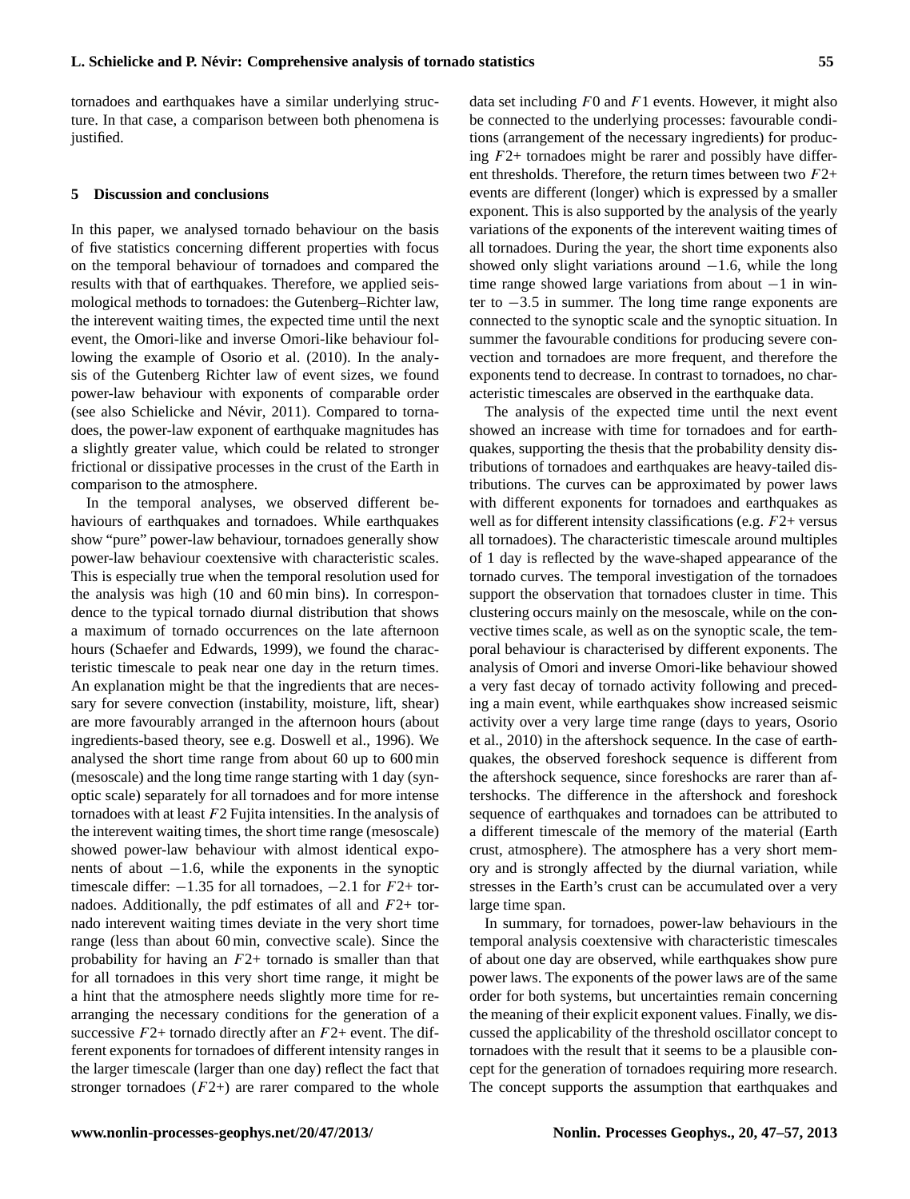tornadoes and earthquakes have a similar underlying structure. In that case, a comparison between both phenomena is justified.

## 5 Discussion and conclusions

In this paper, we analysed tornado behaviour on the basis of five statistics concerning different properties with focus on the temporal behaviour of tornadoes and compared the results with that of earthquakes. Therefore, we applied seismological methods to tornadoes: the Gutenberg–Richter law, the interevent waiting times, the expected time until the next event, the Omori-like and inverse Omori-like behaviour following the example of Osorio et al. (2010). In the analysis of the Gutenberg Richter law of event sizes, we found power-law behaviour with exponents of comparable order (see also Schielicke and Névir, 2011). Compared to tornadoes, the power-law exponent of earthquake magnitudes has a slightly greater value, which could be related to stronger frictional or dissipative processes in the crust of the Earth in comparison to the atmosphere.

In the temporal analyses, we observed different behaviours of earthquakes and tornadoes. While earthquakes show "pure" power-law behaviour, tornadoes generally show power-law behaviour coextensive with characteristic scales. This is especially true when the temporal resolution used for the analysis was high (10 and 60 min bins). In correspondence to the typical tornado diurnal distribution that shows a maximum of tornado occurrences on the late afternoon hours (Schaefer and Edwards, 1999), we found the characteristic timescale to peak near one day in the return times. An explanation might be that the ingredients that are necessary for severe convection (instability, moisture, lift, shear) are more favourably arranged in the afternoon hours (about ingredients-based theory, see e.g. Doswell et al., 1996). We analysed the short time range from about 60 up to 600 min (mesoscale) and the long time range starting with 1 day (synoptic scale) separately for all tornadoes and for more intense tornadoes with at least $F2$ Fujita intensities. In the analysis of the interevent waiting times, the short time range (mesoscale) showed power-law behaviour with almost identical exponents of about $-1.6$, while the exponents in the synoptic timescale differ: $-1.35$ for all tornadoes, $-2.1$ for $F2$+ tornadoes. Additionally, the pdf estimates of all and $F2$+ tornado interevent waiting times deviate in the very short time range (less than about 60 min, convective scale). Since the probability for having an $F2$+ tornado is smaller than that for all tornadoes in this very short time range, it might be a hint that the atmosphere needs slightly more time for rearranging the necessary conditions for the generation of a successive $F2$+ tornado directly after an $F2$+ event. The different exponents for tornadoes of different intensity ranges in the larger timescale (larger than one day) reflect the fact that stronger tornadoes ($F2$+) are rarer compared to the whole data set including $F0$ and $F1$ events. However, it might also be connected to the underlying processes: favourable conditions (arrangement of the necessary ingredients) for producing $F2$+ tornadoes might be rarer and possibly have different thresholds. Therefore, the return times between two $F2$+ events are different (longer) which is expressed by a smaller exponent. This is also supported by the analysis of the yearly variations of the exponents of the interevent waiting times of all tornadoes. During the year, the short time exponents also showed only slight variations around $-1.6$, while the long time range showed large variations from about $-1$ in winter to $-3.5$ in summer. The long time range exponents are connected to the synoptic scale and the synoptic situation. In summer the favourable conditions for producing severe convection and tornadoes are more frequent, and therefore the exponents tend to decrease. In contrast to tornadoes, no characteristic timescales are observed in the earthquake data.

The analysis of the expected time until the next event showed an increase with time for tornadoes and for earthquakes, supporting the thesis that the probability density distributions of tornadoes and earthquakes are heavy-tailed distributions. The curves can be approximated by power laws with different exponents for tornadoes and earthquakes as well as for different intensity classifications (e.g. $F2$+ versus all tornadoes). The characteristic timescale around multiples of 1 day is reflected by the wave-shaped appearance of the tornado curves. The temporal investigation of the tornadoes support the observation that tornadoes cluster in time. This clustering occurs mainly on the mesoscale, while on the convective times scale, as well as on the synoptic scale, the temporal behaviour is characterised by different exponents. The analysis of Omori and inverse Omori-like behaviour showed a very fast decay of tornado activity following and preceding a main event, while earthquakes show increased seismic activity over a very large time range (days to years, Osorio et al., 2010) in the aftershock sequence. In the case of earthquakes, the observed foreshock sequence is different from the aftershock sequence, since foreshocks are rarer than aftershocks. The difference in the aftershock and foreshock sequence of earthquakes and tornadoes can be attributed to a different timescale of the memory of the material (Earth crust, atmosphere). The atmosphere has a very short memory and is strongly affected by the diurnal variation, while stresses in the Earth's crust can be accumulated over a very large time span.

In summary, for tornadoes, power-law behaviours in the temporal analysis coextensive with characteristic timescales of about one day are observed, while earthquakes show pure power laws. The exponents of the power laws are of the same order for both systems, but uncertainties remain concerning the meaning of their explicit exponent values. Finally, we discussed the applicability of the threshold oscillator concept to tornadoes with the result that it seems to be a plausible concept for the generation of tornadoes requiring more research. The concept supports the assumption that earthquakes and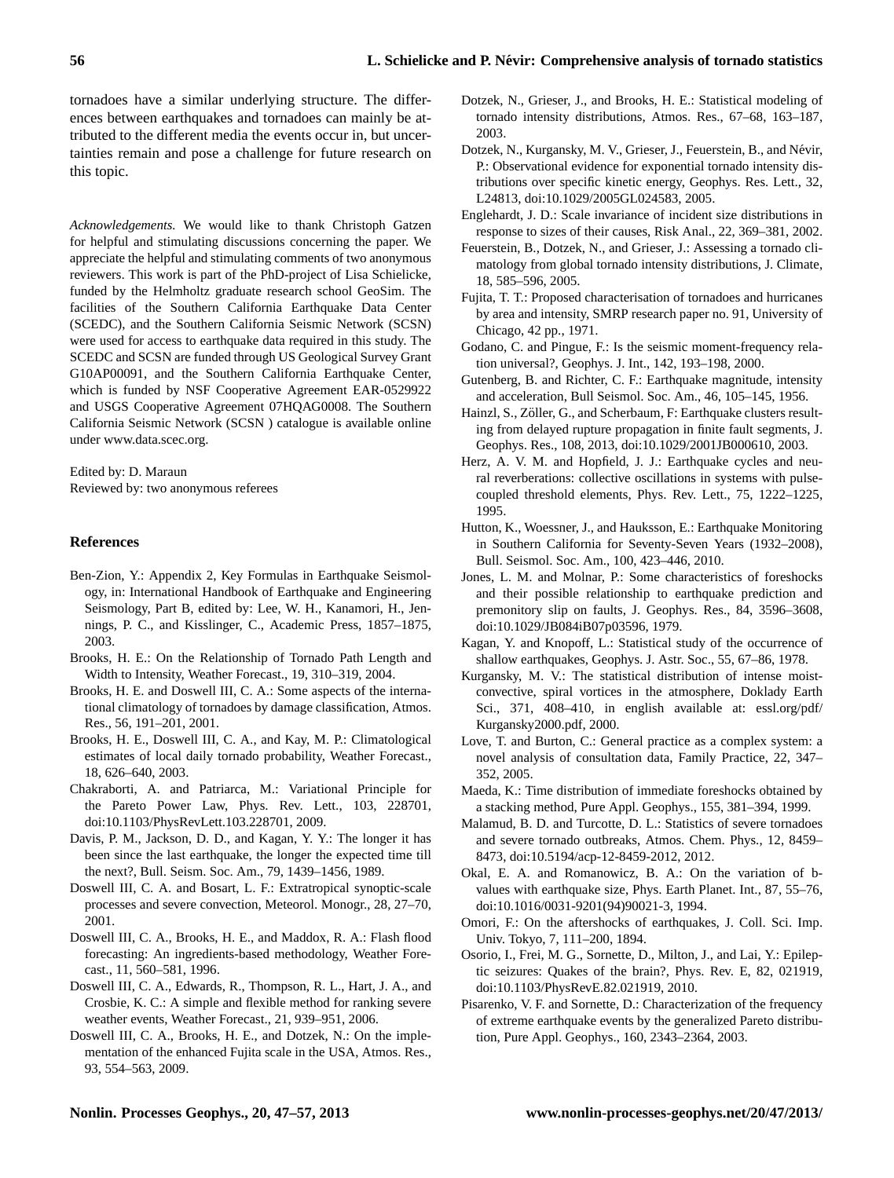tornadoes have a similar underlying structure. The differences between earthquakes and tornadoes can mainly be attributed to the different media the events occur in, but uncertainties remain and pose a challenge for future research on this topic.

*Acknowledgements.* We would like to thank Christoph Gatzen for helpful and stimulating discussions concerning the paper. We appreciate the helpful and stimulating comments of two anonymous reviewers. This work is part of the PhD-project of Lisa Schielicke, funded by the Helmholtz graduate research school GeoSim. The facilities of the Southern California Earthquake Data Center (SCEDC), and the Southern California Seismic Network (SCSN) were used for access to earthquake data required in this study. The SCEDC and SCSN are funded through US Geological Survey Grant G10AP00091, and the Southern California Earthquake Center, which is funded by NSF Cooperative Agreement EAR-0529922 and USGS Cooperative Agreement 07HQAG0008. The Southern California Seismic Network (SCSN ) catalogue is available online under www.data.scec.org.

Edited by: D. Maraun
Reviewed by: two anonymous referees

## References

Ben-Zion, Y.: Appendix 2, Key Formulas in Earthquake Seismology, in: International Handbook of Earthquake and Engineering Seismology, Part B, edited by: Lee, W. H., Kanamori, H., Jennings, P. C., and Kisslinger, C., Academic Press, 1857–1875, 2003.

Brooks, H. E.: On the Relationship of Tornado Path Length and Width to Intensity, Weather Forecast., 19, 310–319, 2004.

Brooks, H. E. and Doswell III, C. A.: Some aspects of the international climatology of tornadoes by damage classification, Atmos. Res., 56, 191–201, 2001.

Brooks, H. E., Doswell III, C. A., and Kay, M. P.: Climatological estimates of local daily tornado probability, Weather Forecast., 18, 626–640, 2003.

Chakraborti, A. and Patriarca, M.: Variational Principle for the Pareto Power Law, Phys. Rev. Lett., 103, 228701, doi:10.1103/PhysRevLett.103.228701, 2009.

Davis, P. M., Jackson, D. D., and Kagan, Y. Y.: The longer it has been since the last earthquake, the longer the expected time till the next?, Bull. Seism. Soc. Am., 79, 1439–1456, 1989.

Doswell III, C. A. and Bosart, L. F.: Extratropical synoptic-scale processes and severe convection, Meteorol. Monogr., 28, 27–70, 2001.

Doswell III, C. A., Brooks, H. E., and Maddox, R. A.: Flash flood forecasting: An ingredients-based methodology, Weather Forecast., 11, 560–581, 1996.

Doswell III, C. A., Edwards, R., Thompson, R. L., Hart, J. A., and Crosbie, K. C.: A simple and flexible method for ranking severe weather events, Weather Forecast., 21, 939–951, 2006.

Doswell III, C. A., Brooks, H. E., and Dotzek, N.: On the implementation of the enhanced Fujita scale in the USA, Atmos. Res., 93, 554–563, 2009.

Dotzek, N., Grieser, J., and Brooks, H. E.: Statistical modeling of tornado intensity distributions, Atmos. Res., 67–68, 163–187, 2003.

Dotzek, N., Kurgansky, M. V., Grieser, J., Feuerstein, B., and Névir, P.: Observational evidence for exponential tornado intensity distributions over specific kinetic energy, Geophys. Res. Lett., 32, L24813, doi:10.1029/2005GL024583, 2005.

Englehardt, J. D.: Scale invariance of incident size distributions in response to sizes of their causes, Risk Anal., 22, 369–381, 2002.

Feuerstein, B., Dotzek, N., and Grieser, J.: Assessing a tornado climatology from global tornado intensity distributions, J. Climate, 18, 585–596, 2005.

Fujita, T. T.: Proposed characterisation of tornadoes and hurricanes by area and intensity, SMRP research paper no. 91, University of Chicago, 42 pp., 1971.

Godano, C. and Pingue, F.: Is the seismic moment-frequency relation universal?, Geophys. J. Int., 142, 193–198, 2000.

Gutenberg, B. and Richter, C. F.: Earthquake magnitude, intensity and acceleration, Bull Seismol. Soc. Am., 46, 105–145, 1956.

Hainzl, S., Zöller, G., and Scherbaum, F: Earthquake clusters resulting from delayed rupture propagation in finite fault segments, J. Geophys. Res., 108, 2013, doi:10.1029/2001JB000610, 2003.

Herz, A. V. M. and Hopfield, J. J.: Earthquake cycles and neural reverberations: collective oscillations in systems with pulse-coupled threshold elements, Phys. Rev. Lett., 75, 1222–1225, 1995.

Hutton, K., Woessner, J., and Hauksson, E.: Earthquake Monitoring in Southern California for Seventy-Seven Years (1932–2008), Bull. Seismol. Soc. Am., 100, 423–446, 2010.

Jones, L. M. and Molnar, P.: Some characteristics of foreshocks and their possible relationship to earthquake prediction and premonitory slip on faults, J. Geophys. Res., 84, 3596–3608, doi:10.1029/JB084iB07p03596, 1979.

Kagan, Y. and Knopoff, L.: Statistical study of the occurrence of shallow earthquakes, Geophys. J. Astr. Soc., 55, 67–86, 1978.

Kurgansky, M. V.: The statistical distribution of intense moist-convective, spiral vortices in the atmosphere, Doklady Earth Sci., 371, 408–410, in english available at: essl.org/pdf/Kurgansky2000.pdf, 2000.

Love, T. and Burton, C.: General practice as a complex system: a novel analysis of consultation data, Family Practice, 22, 347–352, 2005.

Maeda, K.: Time distribution of immediate foreshocks obtained by a stacking method, Pure Appl. Geophys., 155, 381–394, 1999.

Malamud, B. D. and Turcotte, D. L.: Statistics of severe tornadoes and severe tornado outbreaks, Atmos. Chem. Phys., 12, 8459–8473, doi:10.5194/acp-12-8459-2012, 2012.

Okal, E. A. and Romanowicz, B. A.: On the variation of b-values with earthquake size, Phys. Earth Planet. Int., 87, 55–76, doi:10.1016/0031-9201(94)90021-3, 1994.

Omori, F.: On the aftershocks of earthquakes, J. Coll. Sci. Imp. Univ. Tokyo, 7, 111–200, 1894.

Osorio, I., Frei, M. G., Sornette, D., Milton, J., and Lai, Y.: Epileptic seizures: Quakes of the brain?, Phys. Rev. E, 82, 021919, doi:10.1103/PhysRevE.82.021919, 2010.

Pisarenko, V. F. and Sornette, D.: Characterization of the frequency of extreme earthquake events by the generalized Pareto distribution, Pure Appl. Geophys., 160, 2343–2364, 2003.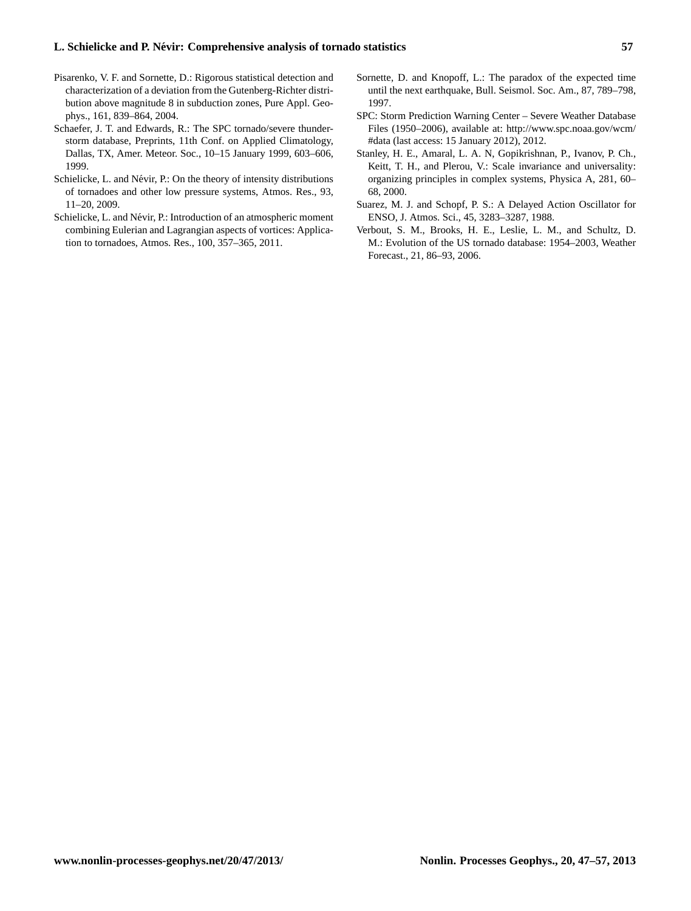Pisarenko, V. F. and Sornette, D.: Rigorous statistical detection and characterization of a deviation from the Gutenberg-Richter distribution above magnitude 8 in subduction zones, Pure Appl. Geophys., 161, 839–864, 2004.

Schaefer, J. T. and Edwards, R.: The SPC tornado/severe thunderstorm database, Preprints, 11th Conf. on Applied Climatology, Dallas, TX, Amer. Meteor. Soc., 10–15 January 1999, 603–606, 1999.

Schielicke, L. and Névir, P.: On the theory of intensity distributions of tornadoes and other low pressure systems, Atmos. Res., 93, 11–20, 2009.

Schielicke, L. and Névir, P.: Introduction of an atmospheric moment combining Eulerian and Lagrangian aspects of vortices: Application to tornadoes, Atmos. Res., 100, 357–365, 2011.

Sornette, D. and Knopoff, L.: The paradox of the expected time until the next earthquake, Bull. Seismol. Soc. Am., 87, 789–798, 1997.

SPC: Storm Prediction Warning Center – Severe Weather Database Files (1950–2006), available at: http://www.spc.noaa.gov/wcm/#data (last access: 15 January 2012), 2012.

Stanley, H. E., Amaral, L. A. N, Gopikrishnan, P., Ivanov, P. Ch., Keitt, T. H., and Plerou, V.: Scale invariance and universality: organizing principles in complex systems, Physica A, 281, 60–68, 2000.

Suarez, M. J. and Schopf, P. S.: A Delayed Action Oscillator for ENSO, J. Atmos. Sci., 45, 3283–3287, 1988.

Verbout, S. M., Brooks, H. E., Leslie, L. M., and Schultz, D. M.: Evolution of the US tornado database: 1954–2003, Weather Forecast., 21, 86–93, 2006.